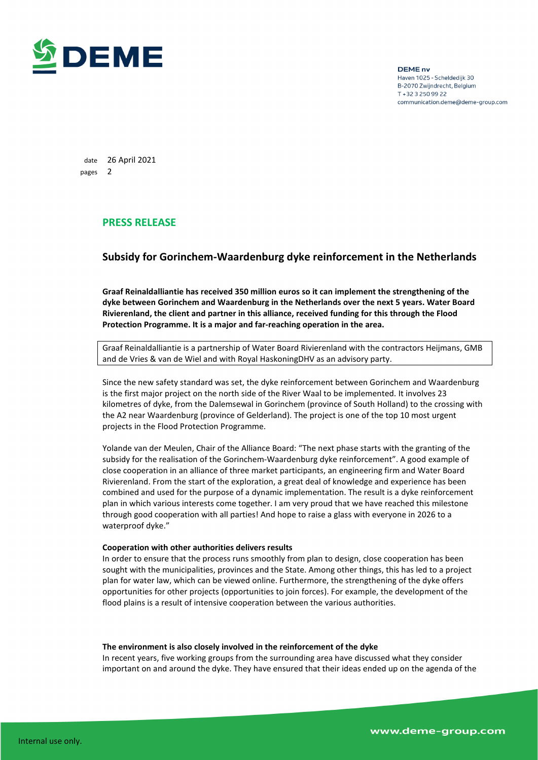DEME nv
Haven 1025 - Scheldedijk 30
B-2070 Zwijndrecht, Belgium
T +32 3 250 99 22
communication.deme@deme-group.com

date 26 April 2021
pages 2

## PRESS RELEASE

# Subsidy for Gorinchem-Waardenburg dyke reinforcement in the Netherlands

**Graaf Reinaldalliantie has received 350 million euros so it can implement the strengthening of the dyke between Gorinchem and Waardenburg in the Netherlands over the next 5 years. Water Board Rivierenland, the client and partner in this alliance, received funding for this through the Flood Protection Programme. It is a major and far-reaching operation in the area.**

Graaf Reinaldalliantie is a partnership of Water Board Rivierenland with the contractors Heijmans, GMB and de Vries & van de Wiel and with Royal HaskoningDHV as an advisory party.

Since the new safety standard was set, the dyke reinforcement between Gorinchem and Waardenburg is the first major project on the north side of the River Waal to be implemented. It involves 23 kilometres of dyke, from the Dalemsewal in Gorinchem (province of South Holland) to the crossing with the A2 near Waardenburg (province of Gelderland). The project is one of the top 10 most urgent projects in the Flood Protection Programme.

Yolande van der Meulen, Chair of the Alliance Board: "The next phase starts with the granting of the subsidy for the realisation of the Gorinchem-Waardenburg dyke reinforcement". A good example of close cooperation in an alliance of three market participants, an engineering firm and Water Board Rivierenland. From the start of the exploration, a great deal of knowledge and experience has been combined and used for the purpose of a dynamic implementation. The result is a dyke reinforcement plan in which various interests come together. I am very proud that we have reached this milestone through good cooperation with all parties! And hope to raise a glass with everyone in 2026 to a waterproof dyke."

**Cooperation with other authorities delivers results**

In order to ensure that the process runs smoothly from plan to design, close cooperation has been sought with the municipalities, provinces and the State. Among other things, this has led to a project plan for water law, which can be viewed online. Furthermore, the strengthening of the dyke offers opportunities for other projects (opportunities to join forces). For example, the development of the flood plains is a result of intensive cooperation between the various authorities.

**The environment is also closely involved in the reinforcement of the dyke**

In recent years, five working groups from the surrounding area have discussed what they consider important on and around the dyke. They have ensured that their ideas ended up on the agenda of the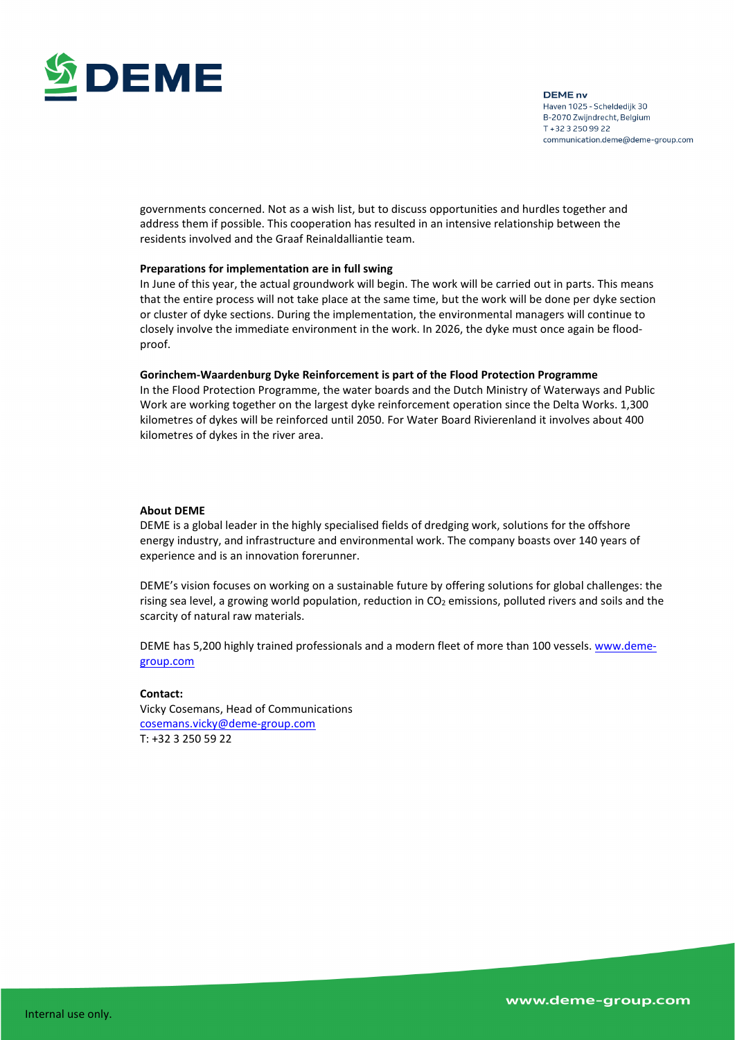governments concerned. Not as a wish list, but to discuss opportunities and hurdles together and address them if possible. This cooperation has resulted in an intensive relationship between the residents involved and the Graaf Reinaldalliantie team.

**Preparations for implementation are in full swing**

In June of this year, the actual groundwork will begin. The work will be carried out in parts. This means that the entire process will not take place at the same time, but the work will be done per dyke section or cluster of dyke sections. During the implementation, the environmental managers will continue to closely involve the immediate environment in the work. In 2026, the dyke must once again be flood-proof.

**Gorinchem-Waardenburg Dyke Reinforcement is part of the Flood Protection Programme**

In the Flood Protection Programme, the water boards and the Dutch Ministry of Waterways and Public Work are working together on the largest dyke reinforcement operation since the Delta Works. 1,300 kilometres of dykes will be reinforced until 2050. For Water Board Rivierenland it involves about 400 kilometres of dykes in the river area.

**About DEME**

DEME is a global leader in the highly specialised fields of dredging work, solutions for the offshore energy industry, and infrastructure and environmental work. The company boasts over 140 years of experience and is an innovation forerunner.

DEME's vision focuses on working on a sustainable future by offering solutions for global challenges: the rising sea level, a growing world population, reduction in $CO_2$ emissions, polluted rivers and soils and the scarcity of natural raw materials.

DEME has 5,200 highly trained professionals and a modern fleet of more than 100 vessels. www.deme-group.com

**Contact:**

Vicky Cosemans, Head of Communications
cosemans.vicky@deme-group.com
T: +32 3 250 59 22